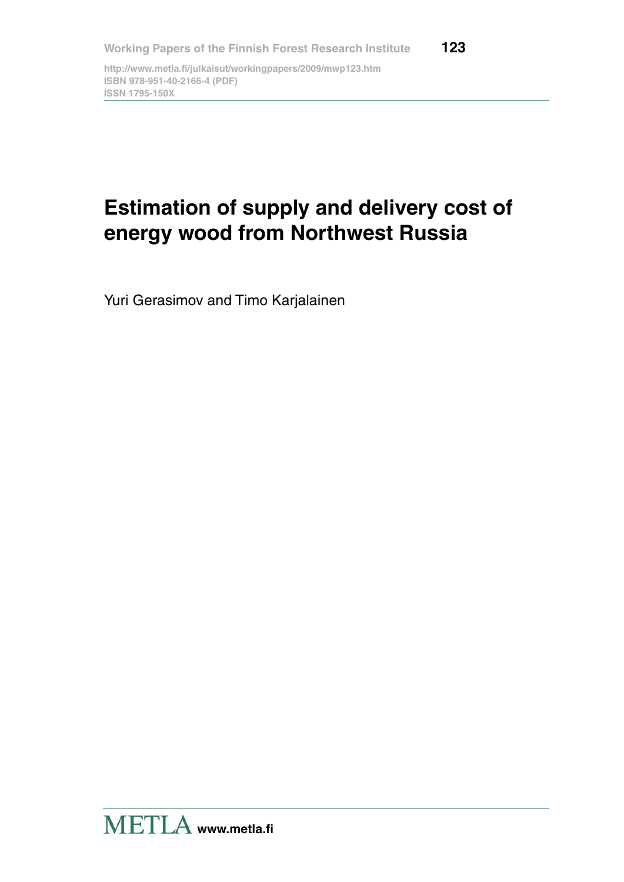Working Papers of the Finnish Forest Research Institute 123

http://www.metla.fi/julkaisut/workingpapers/2009/mwp123.htm
ISBN 978-951-40-2166-4 (PDF)
ISSN 1795-150X

# Estimation of supply and delivery cost of energy wood from Northwest Russia

Yuri Gerasimov and Timo Karjalainen

METLA www.metla.fi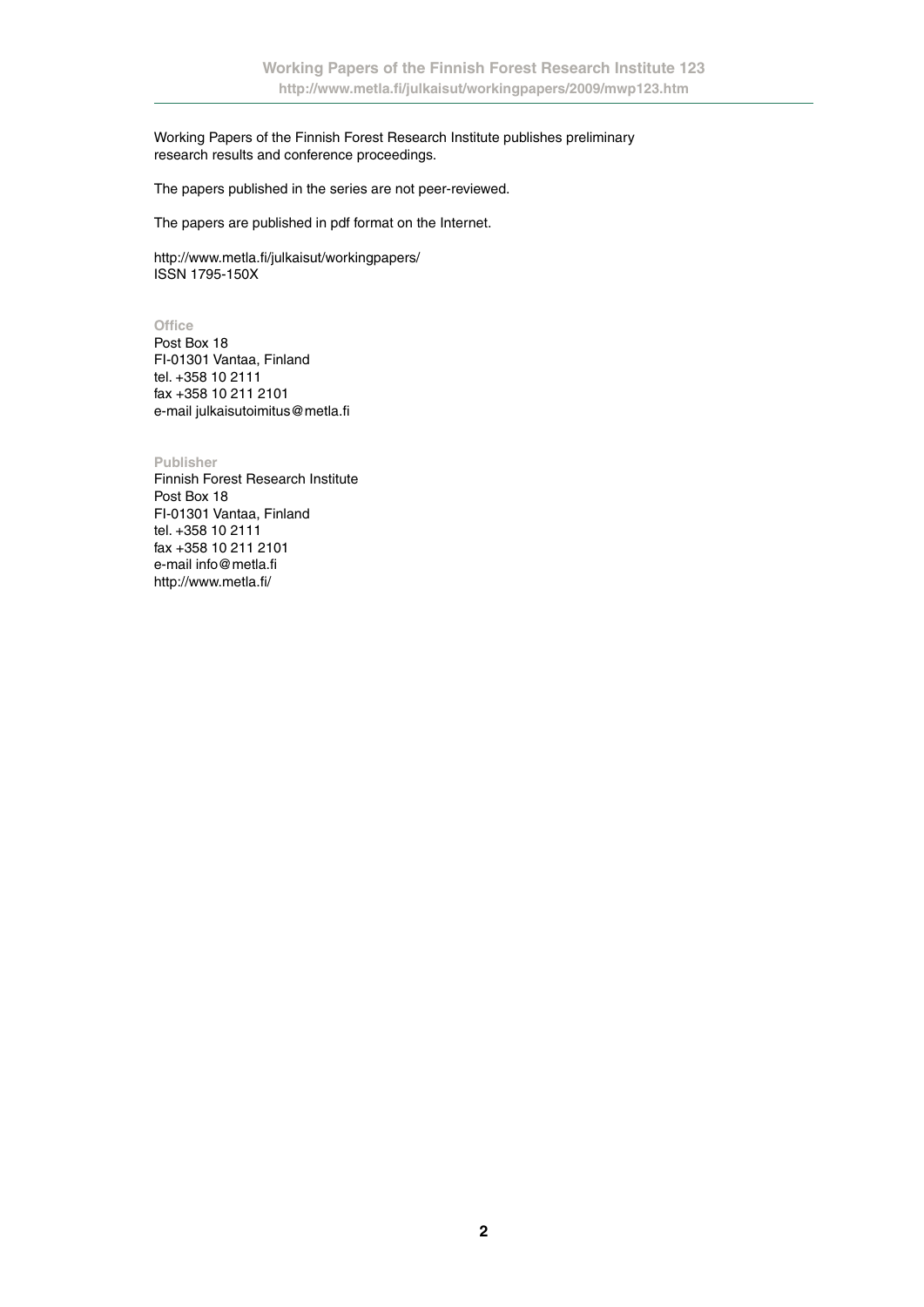Working Papers of the Finnish Forest Research Institute publishes preliminary research results and conference proceedings.

The papers published in the series are not peer-reviewed.

The papers are published in pdf format on the Internet.

http://www.metla.fi/julkaisut/workingpapers/
ISSN 1795-150X

**Office**
Post Box 18
FI-01301 Vantaa, Finland
tel. +358 10 2111
fax +358 10 211 2101
e-mail julkaisutoimitus@metla.fi

**Publisher**
Finnish Forest Research Institute
Post Box 18
FI-01301 Vantaa, Finland
tel. +358 10 2111
fax +358 10 211 2101
e-mail info@metla.fi
http://www.metla.fi/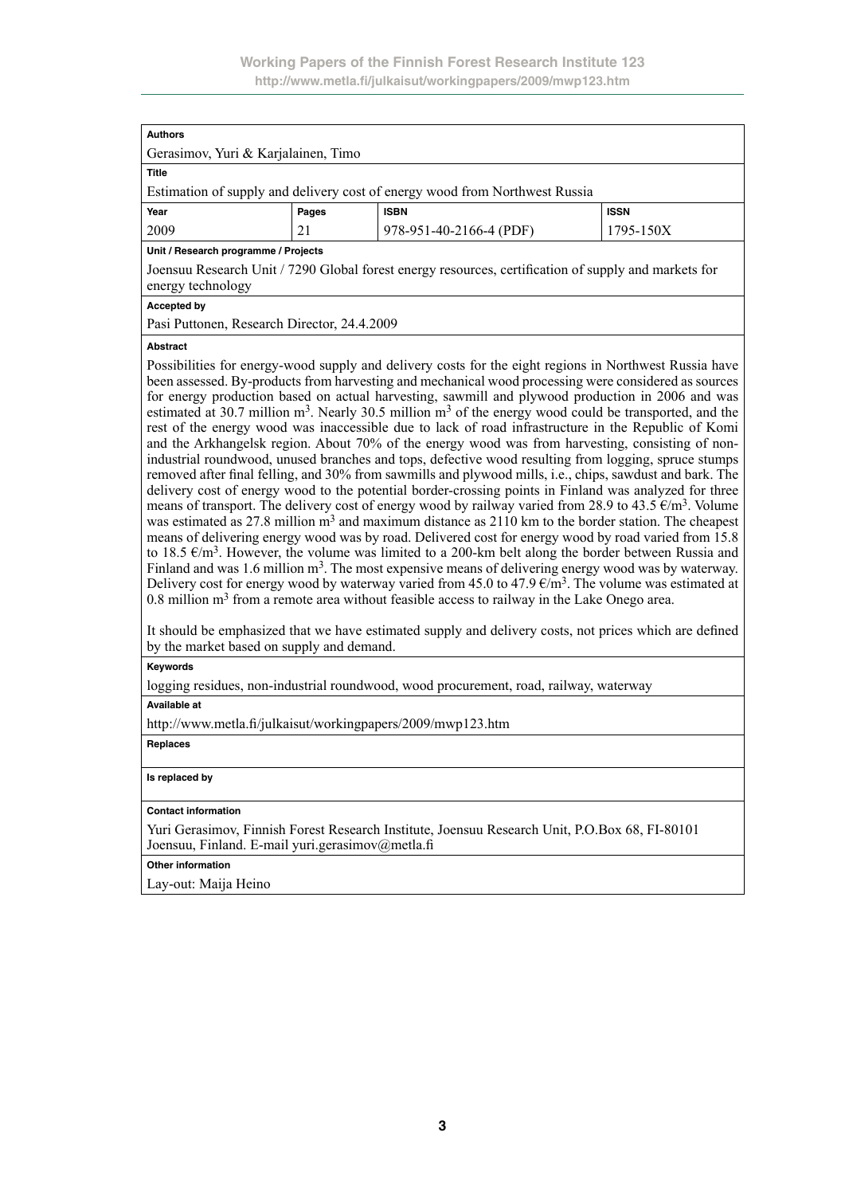**Authors**

Gerasimov, Yuri & Karjalainen, Timo

**Title**

Estimation of supply and delivery cost of energy wood from Northwest Russia

| Year | Pages | ISBN | ISSN |
|---|---|---|---|
| 2009 | 21 | 978-951-40-2166-4 (PDF) | 1795-150X |

**Unit / Research programme / Projects**

Joensuu Research Unit / 7290 Global forest energy resources, certification of supply and markets for energy technology

**Accepted by**

Pasi Puttonen, Research Director, 24.4.2009

**Abstract**

Possibilities for energy-wood supply and delivery costs for the eight regions in Northwest Russia have been assessed. By-products from harvesting and mechanical wood processing were considered as sources for energy production based on actual harvesting, sawmill and plywood production in 2006 and was estimated at 30.7 million m$^3$. Nearly 30.5 million m$^3$ of the energy wood could be transported, and the rest of the energy wood was inaccessible due to lack of road infrastructure in the Republic of Komi and the Arkhangelsk region. About 70% of the energy wood was from harvesting, consisting of non-industrial roundwood, unused branches and tops, defective wood resulting from logging, spruce stumps removed after final felling, and 30% from sawmills and plywood mills, i.e., chips, sawdust and bark. The delivery cost of energy wood to the potential border-crossing points in Finland was analyzed for three means of transport. The delivery cost of energy wood by railway varied from 28.9 to 43.5 €/m$^3$. Volume was estimated as 27.8 million m$^3$ and maximum distance as 2110 km to the border station. The cheapest means of delivering energy wood was by road. Delivered cost for energy wood by road varied from 15.8 to 18.5 €/m$^3$. However, the volume was limited to a 200-km belt along the border between Russia and Finland and was 1.6 million m$^3$. The most expensive means of delivering energy wood was by waterway. Delivery cost for energy wood by waterway varied from 45.0 to 47.9 €/m$^3$. The volume was estimated at 0.8 million m$^3$ from a remote area without feasible access to railway in the Lake Onego area.

It should be emphasized that we have estimated supply and delivery costs, not prices which are defined by the market based on supply and demand.

**Keywords**

logging residues, non-industrial roundwood, wood procurement, road, railway, waterway

**Available at**

http://www.metla.fi/julkaisut/workingpapers/2009/mwp123.htm

**Replaces**

**Is replaced by**

**Contact information**

Yuri Gerasimov, Finnish Forest Research Institute, Joensuu Research Unit, P.O.Box 68, FI-80101 Joensuu, Finland. E-mail yuri.gerasimov@metla.fi

**Other information**

Lay-out: Maija Heino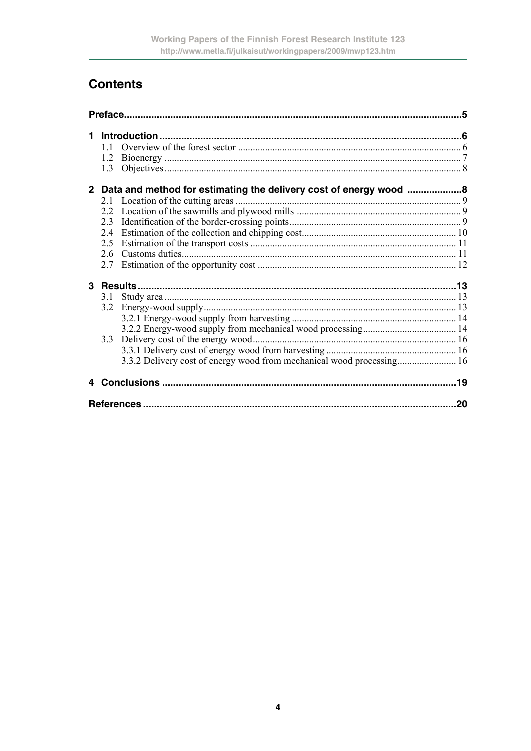# Contents

**Preface** ... 5

**1 Introduction** ... 6
- 1.1 Overview of the forest sector ... 6
- 1.2 Bioenergy ... 7
- 1.3 Objectives ... 8

**2 Data and method for estimating the delivery cost of energy wood** ... 8
- 2.1 Location of the cutting areas ... 9
- 2.2 Location of the sawmills and plywood mills ... 9
- 2.3 Identification of the border-crossing points ... 9
- 2.4 Estimation of the collection and chipping cost ... 10
- 2.5 Estimation of the transport costs ... 11
- 2.6 Customs duties ... 11
- 2.7 Estimation of the opportunity cost ... 12

**3 Results** ... 13
- 3.1 Study area ... 13
- 3.2 Energy-wood supply ... 13
  - 3.2.1 Energy-wood supply from harvesting ... 14
  - 3.2.2 Energy-wood supply from mechanical wood processing ... 14
- 3.3 Delivery cost of the energy wood ... 16
  - 3.3.1 Delivery cost of energy wood from harvesting ... 16
  - 3.3.2 Delivery cost of energy wood from mechanical wood processing ... 16

**4 Conclusions** ... 19

**References** ... 20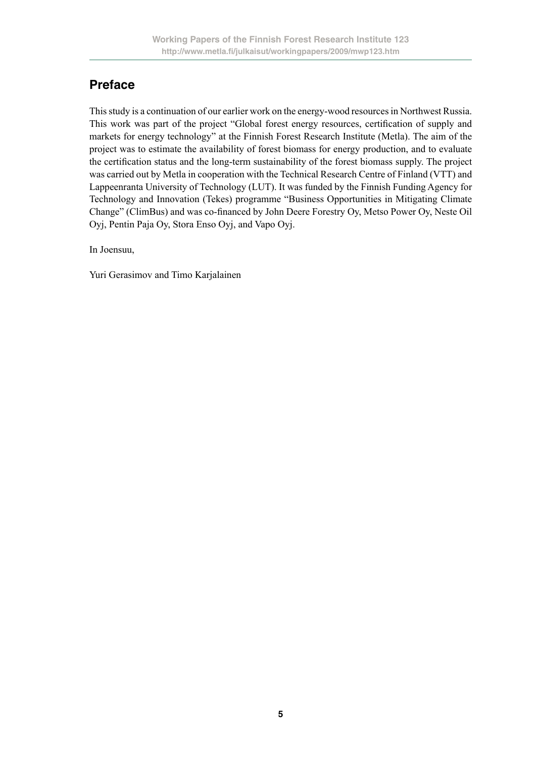## Preface

This study is a continuation of our earlier work on the energy-wood resources in Northwest Russia. This work was part of the project "Global forest energy resources, certification of supply and markets for energy technology" at the Finnish Forest Research Institute (Metla). The aim of the project was to estimate the availability of forest biomass for energy production, and to evaluate the certification status and the long-term sustainability of the forest biomass supply. The project was carried out by Metla in cooperation with the Technical Research Centre of Finland (VTT) and Lappeenranta University of Technology (LUT). It was funded by the Finnish Funding Agency for Technology and Innovation (Tekes) programme "Business Opportunities in Mitigating Climate Change" (ClimBus) and was co-financed by John Deere Forestry Oy, Metso Power Oy, Neste Oil Oyj, Pentin Paja Oy, Stora Enso Oyj, and Vapo Oyj.

In Joensuu,

Yuri Gerasimov and Timo Karjalainen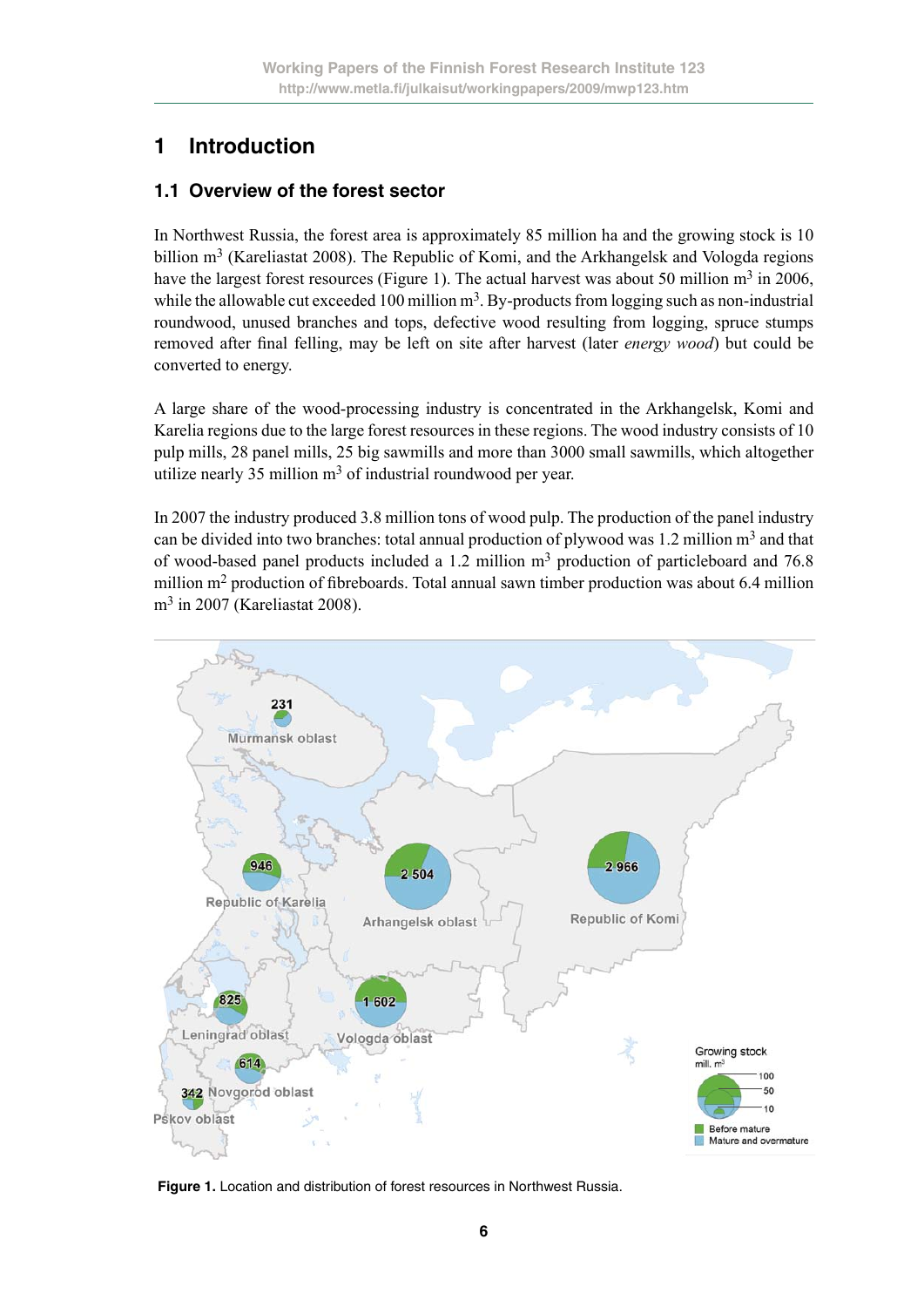# 1 Introduction

## 1.1 Overview of the forest sector

In Northwest Russia, the forest area is approximately 85 million ha and the growing stock is 10 billion $m^3$ (Kareliastat 2008). The Republic of Komi, and the Arkhangelsk and Vologda regions have the largest forest resources (Figure 1). The actual harvest was about 50 million $m^3$ in 2006, while the allowable cut exceeded 100 million $m^3$. By-products from logging such as non-industrial roundwood, unused branches and tops, defective wood resulting from logging, spruce stumps removed after final felling, may be left on site after harvest (later *energy wood*) but could be converted to energy.

A large share of the wood-processing industry is concentrated in the Arkhangelsk, Komi and Karelia regions due to the large forest resources in these regions. The wood industry consists of 10 pulp mills, 28 panel mills, 25 big sawmills and more than 3000 small sawmills, which altogether utilize nearly 35 million $m^3$ of industrial roundwood per year.

In 2007 the industry produced 3.8 million tons of wood pulp. The production of the panel industry can be divided into two branches: total annual production of plywood was 1.2 million $m^3$ and that of wood-based panel products included a 1.2 million $m^3$ production of particleboard and 76.8 million $m^2$ production of fibreboards. Total annual sawn timber production was about 6.4 million $m^3$ in 2007 (Kareliastat 2008).

**Figure 1.** Location and distribution of forest resources in Northwest Russia.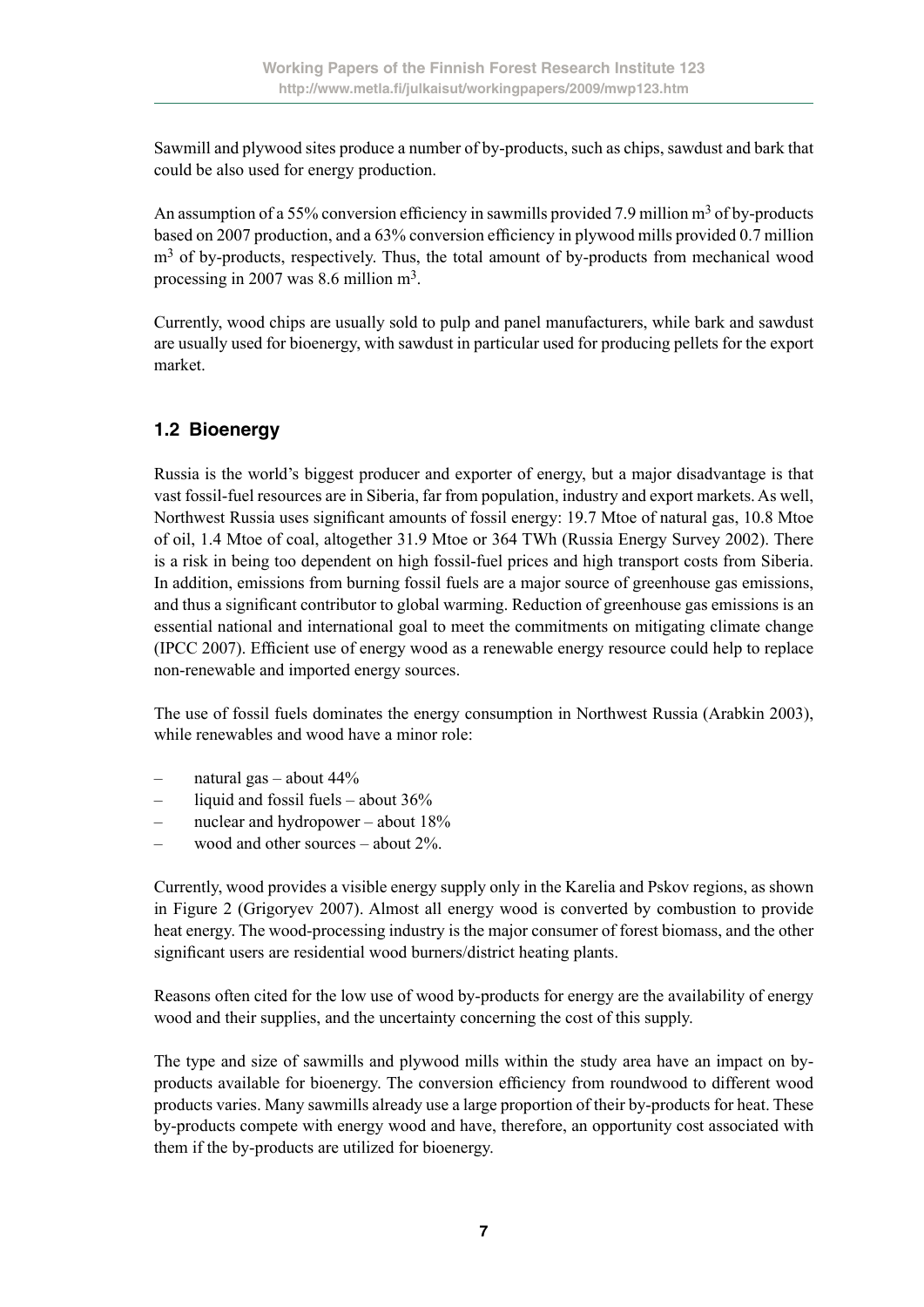Sawmill and plywood sites produce a number of by-products, such as chips, sawdust and bark that could be also used for energy production.

An assumption of a 55% conversion efficiency in sawmills provided 7.9 million $m^3$ of by-products based on 2007 production, and a 63% conversion efficiency in plywood mills provided 0.7 million $m^3$ of by-products, respectively. Thus, the total amount of by-products from mechanical wood processing in 2007 was 8.6 million $m^3$.

Currently, wood chips are usually sold to pulp and panel manufacturers, while bark and sawdust are usually used for bioenergy, with sawdust in particular used for producing pellets for the export market.

## 1.2 Bioenergy

Russia is the world's biggest producer and exporter of energy, but a major disadvantage is that vast fossil-fuel resources are in Siberia, far from population, industry and export markets. As well, Northwest Russia uses significant amounts of fossil energy: 19.7 Mtoe of natural gas, 10.8 Mtoe of oil, 1.4 Mtoe of coal, altogether 31.9 Mtoe or 364 TWh (Russia Energy Survey 2002). There is a risk in being too dependent on high fossil-fuel prices and high transport costs from Siberia. In addition, emissions from burning fossil fuels are a major source of greenhouse gas emissions, and thus a significant contributor to global warming. Reduction of greenhouse gas emissions is an essential national and international goal to meet the commitments on mitigating climate change (IPCC 2007). Efficient use of energy wood as a renewable energy resource could help to replace non-renewable and imported energy sources.

The use of fossil fuels dominates the energy consumption in Northwest Russia (Arabkin 2003), while renewables and wood have a minor role:

- natural gas – about 44%
- liquid and fossil fuels – about 36%
- nuclear and hydropower – about 18%
- wood and other sources – about 2%.

Currently, wood provides a visible energy supply only in the Karelia and Pskov regions, as shown in Figure 2 (Grigoryev 2007). Almost all energy wood is converted by combustion to provide heat energy. The wood-processing industry is the major consumer of forest biomass, and the other significant users are residential wood burners/district heating plants.

Reasons often cited for the low use of wood by-products for energy are the availability of energy wood and their supplies, and the uncertainty concerning the cost of this supply.

The type and size of sawmills and plywood mills within the study area have an impact on by-products available for bioenergy. The conversion efficiency from roundwood to different wood products varies. Many sawmills already use a large proportion of their by-products for heat. These by-products compete with energy wood and have, therefore, an opportunity cost associated with them if the by-products are utilized for bioenergy.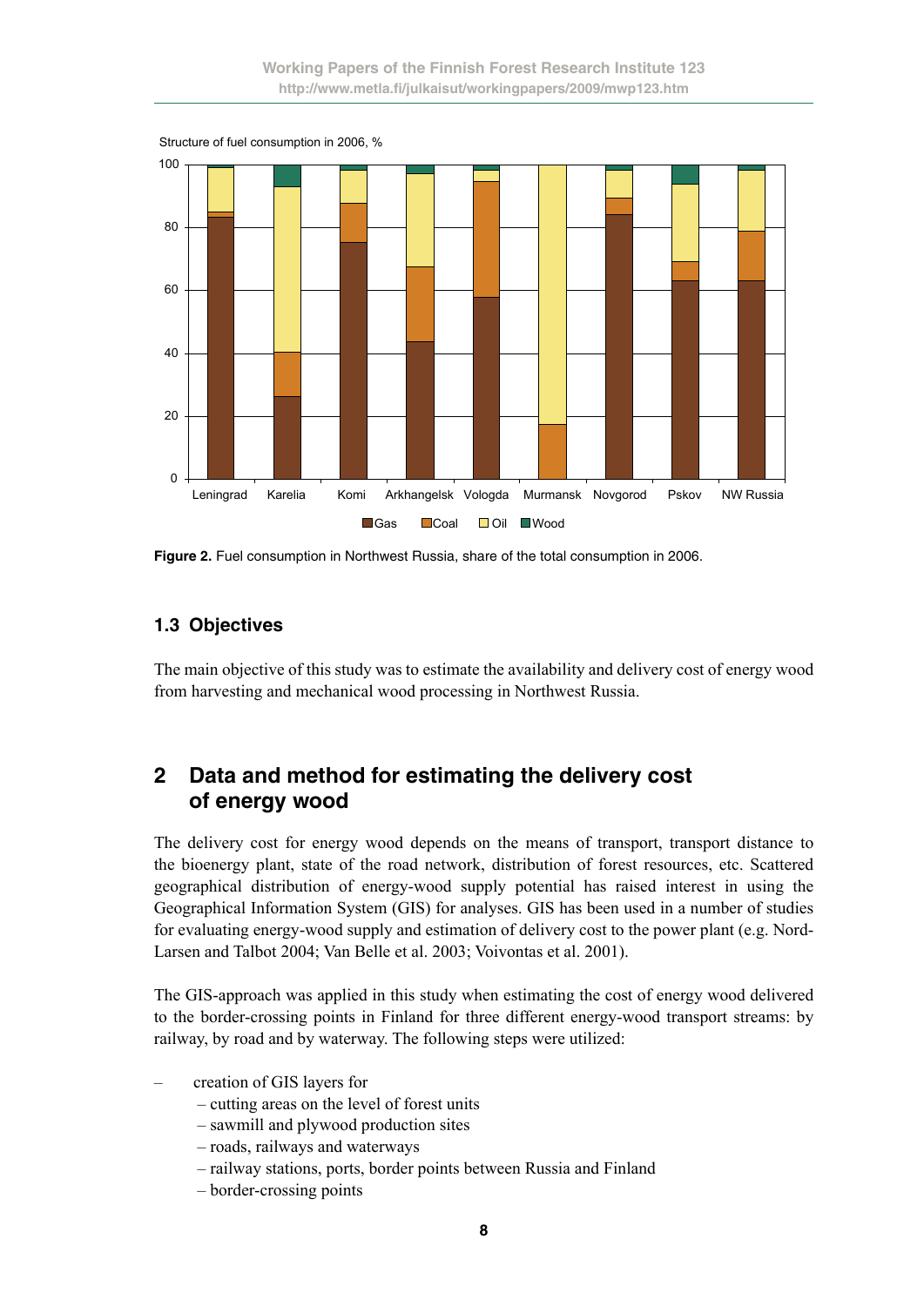Structure of fuel consumption in 2006, %

**Figure 2.** Fuel consumption in Northwest Russia, share of the total consumption in 2006.

### 1.3 Objectives

The main objective of this study was to estimate the availability and delivery cost of energy wood from harvesting and mechanical wood processing in Northwest Russia.

## 2 Data and method for estimating the delivery cost of energy wood

The delivery cost for energy wood depends on the means of transport, transport distance to the bioenergy plant, state of the road network, distribution of forest resources, etc. Scattered geographical distribution of energy-wood supply potential has raised interest in using the Geographical Information System (GIS) for analyses. GIS has been used in a number of studies for evaluating energy-wood supply and estimation of delivery cost to the power plant (e.g. Nord-Larsen and Talbot 2004; Van Belle et al. 2003; Voivontas et al. 2001).

The GIS-approach was applied in this study when estimating the cost of energy wood delivered to the border-crossing points in Finland for three different energy-wood transport streams: by railway, by road and by waterway. The following steps were utilized:

- creation of GIS layers for
  - cutting areas on the level of forest units
  - sawmill and plywood production sites
  - roads, railways and waterways
  - railway stations, ports, border points between Russia and Finland
  - border-crossing points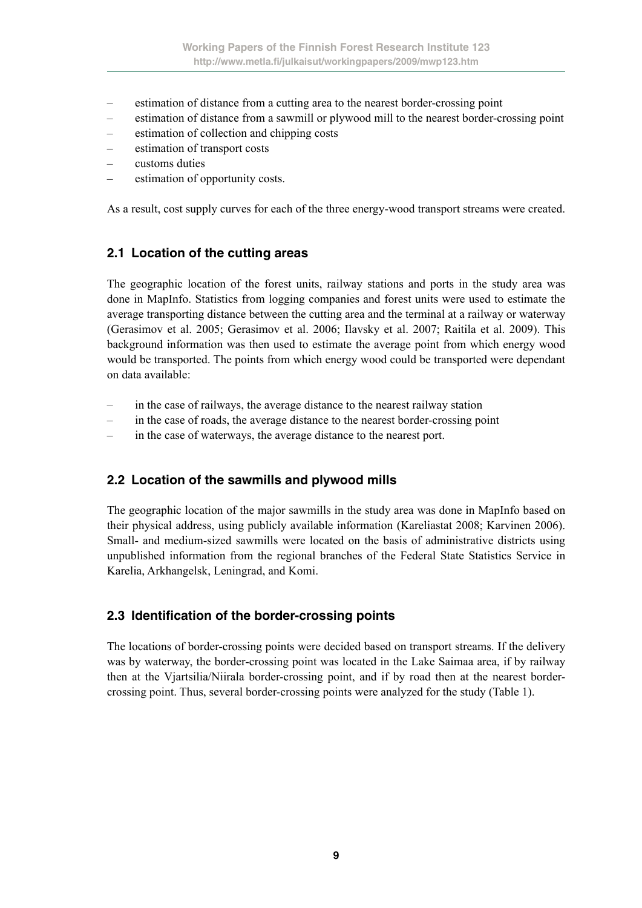- estimation of distance from a cutting area to the nearest border-crossing point
- estimation of distance from a sawmill or plywood mill to the nearest border-crossing point
- estimation of collection and chipping costs
- estimation of transport costs
- customs duties
- estimation of opportunity costs.

As a result, cost supply curves for each of the three energy-wood transport streams were created.

## 2.1 Location of the cutting areas

The geographic location of the forest units, railway stations and ports in the study area was done in MapInfo. Statistics from logging companies and forest units were used to estimate the average transporting distance between the cutting area and the terminal at a railway or waterway (Gerasimov et al. 2005; Gerasimov et al. 2006; Ilavsky et al. 2007; Raitila et al. 2009). This background information was then used to estimate the average point from which energy wood would be transported. The points from which energy wood could be transported were dependant on data available:

- in the case of railways, the average distance to the nearest railway station
- in the case of roads, the average distance to the nearest border-crossing point
- in the case of waterways, the average distance to the nearest port.

## 2.2 Location of the sawmills and plywood mills

The geographic location of the major sawmills in the study area was done in MapInfo based on their physical address, using publicly available information (Kareliastat 2008; Karvinen 2006). Small- and medium-sized sawmills were located on the basis of administrative districts using unpublished information from the regional branches of the Federal State Statistics Service in Karelia, Arkhangelsk, Leningrad, and Komi.

## 2.3 Identification of the border-crossing points

The locations of border-crossing points were decided based on transport streams. If the delivery was by waterway, the border-crossing point was located in the Lake Saimaa area, if by railway then at the Vjartsilia/Niirala border-crossing point, and if by road then at the nearest border-crossing point. Thus, several border-crossing points were analyzed for the study (Table 1).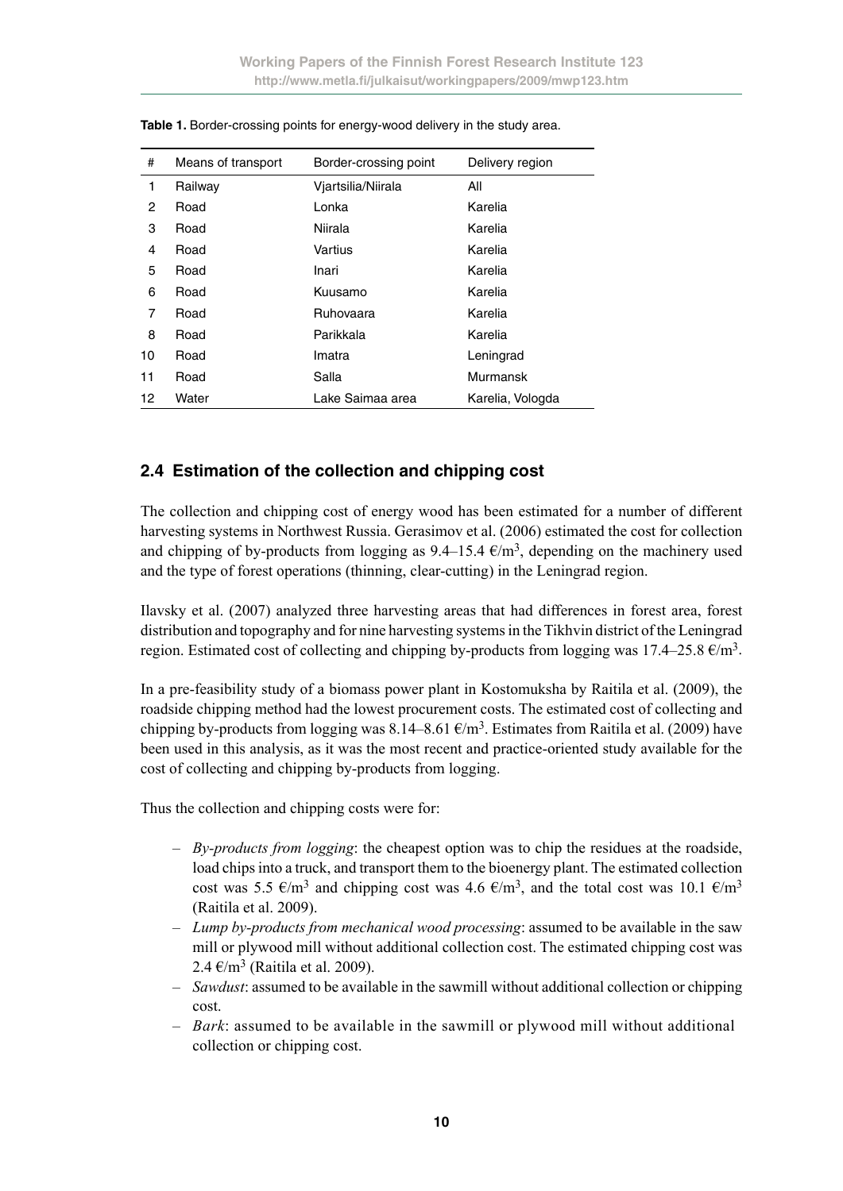**Table 1.** Border-crossing points for energy-wood delivery in the study area.

| # | Means of transport | Border-crossing point | Delivery region |
|---|---|---|---|
| 1 | Railway | Vjartsilia/Niirala | All |
| 2 | Road | Lonka | Karelia |
| 3 | Road | Niirala | Karelia |
| 4 | Road | Vartius | Karelia |
| 5 | Road | Inari | Karelia |
| 6 | Road | Kuusamo | Karelia |
| 7 | Road | Ruhovaara | Karelia |
| 8 | Road | Parikkala | Karelia |
| 10 | Road | Imatra | Leningrad |
| 11 | Road | Salla | Murmansk |
| 12 | Water | Lake Saimaa area | Karelia, Vologda |

## 2.4 Estimation of the collection and chipping cost

The collection and chipping cost of energy wood has been estimated for a number of different harvesting systems in Northwest Russia. Gerasimov et al. (2006) estimated the cost for collection and chipping of by-products from logging as 9.4–15.4 €/m$^3$, depending on the machinery used and the type of forest operations (thinning, clear-cutting) in the Leningrad region.

Ilavsky et al. (2007) analyzed three harvesting areas that had differences in forest area, forest distribution and topography and for nine harvesting systems in the Tikhvin district of the Leningrad region. Estimated cost of collecting and chipping by-products from logging was 17.4–25.8 €/m$^3$.

In a pre-feasibility study of a biomass power plant in Kostomuksha by Raitila et al. (2009), the roadside chipping method had the lowest procurement costs. The estimated cost of collecting and chipping by-products from logging was 8.14–8.61 €/m$^3$. Estimates from Raitila et al. (2009) have been used in this analysis, as it was the most recent and practice-oriented study available for the cost of collecting and chipping by-products from logging.

Thus the collection and chipping costs were for:

- *By-products from logging*: the cheapest option was to chip the residues at the roadside, load chips into a truck, and transport them to the bioenergy plant. The estimated collection cost was 5.5 €/m$^3$ and chipping cost was 4.6 €/m$^3$, and the total cost was 10.1 €/m$^3$ (Raitila et al. 2009).
- *Lump by-products from mechanical wood processing*: assumed to be available in the saw mill or plywood mill without additional collection cost. The estimated chipping cost was 2.4 €/m$^3$ (Raitila et al. 2009).
- *Sawdust*: assumed to be available in the sawmill without additional collection or chipping cost.
- *Bark*: assumed to be available in the sawmill or plywood mill without additional collection or chipping cost.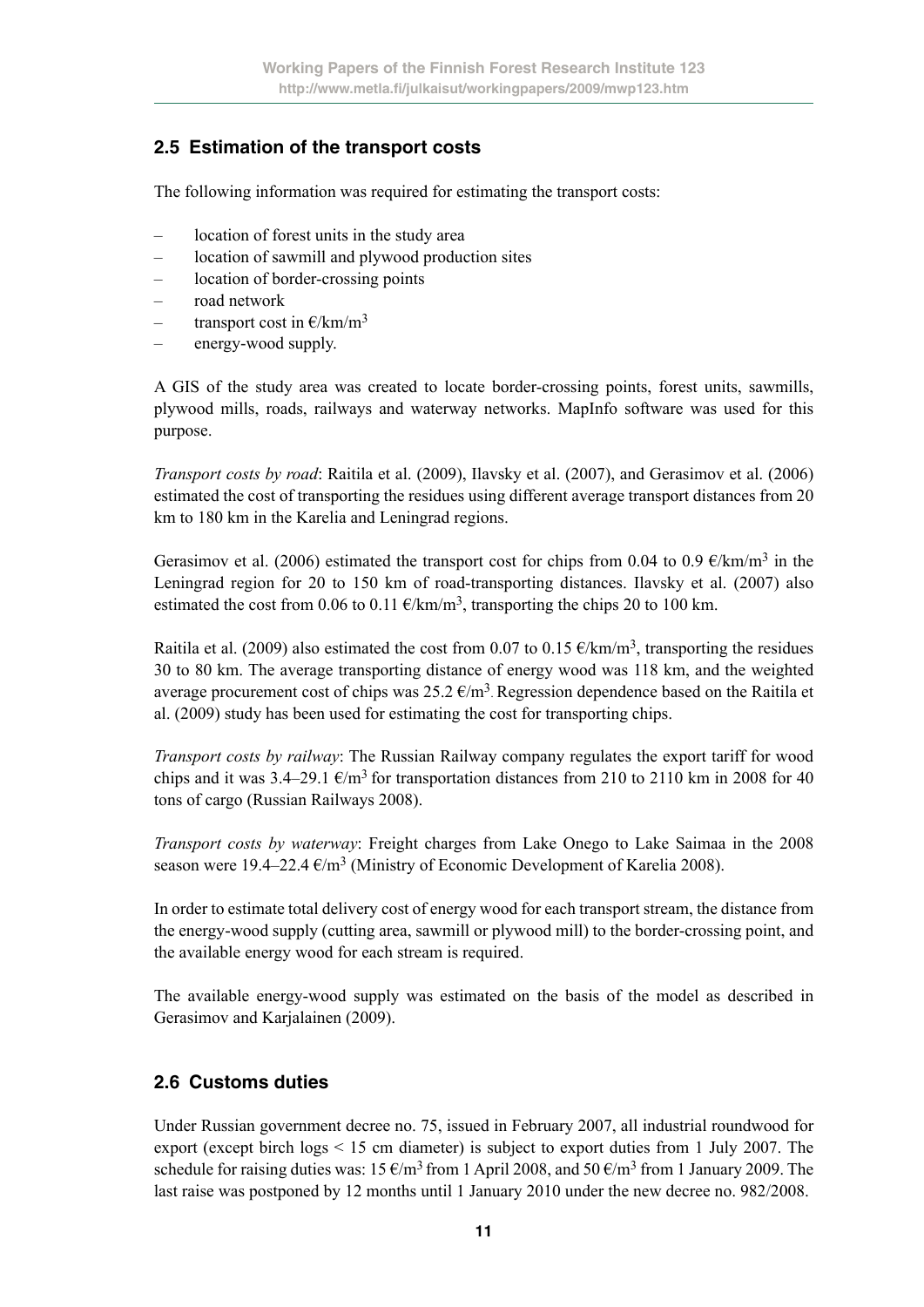## 2.5 Estimation of the transport costs

The following information was required for estimating the transport costs:

- location of forest units in the study area
- location of sawmill and plywood production sites
- location of border-crossing points
- road network
- transport cost in €/km/m$^3$
- energy-wood supply.

A GIS of the study area was created to locate border-crossing points, forest units, sawmills, plywood mills, roads, railways and waterway networks. MapInfo software was used for this purpose.

*Transport costs by road*: Raitila et al. (2009), Ilavsky et al. (2007), and Gerasimov et al. (2006) estimated the cost of transporting the residues using different average transport distances from 20 km to 180 km in the Karelia and Leningrad regions.

Gerasimov et al. (2006) estimated the transport cost for chips from 0.04 to 0.9 €/km/m$^3$ in the Leningrad region for 20 to 150 km of road-transporting distances. Ilavsky et al. (2007) also estimated the cost from 0.06 to 0.11 €/km/m$^3$, transporting the chips 20 to 100 km.

Raitila et al. (2009) also estimated the cost from 0.07 to 0.15 €/km/m$^3$, transporting the residues 30 to 80 km. The average transporting distance of energy wood was 118 km, and the weighted average procurement cost of chips was 25.2 €/m$^3$. Regression dependence based on the Raitila et al. (2009) study has been used for estimating the cost for transporting chips.

*Transport costs by railway*: The Russian Railway company regulates the export tariff for wood chips and it was 3.4–29.1 €/m$^3$ for transportation distances from 210 to 2110 km in 2008 for 40 tons of cargo (Russian Railways 2008).

*Transport costs by waterway*: Freight charges from Lake Onego to Lake Saimaa in the 2008 season were 19.4–22.4 €/m$^3$ (Ministry of Economic Development of Karelia 2008).

In order to estimate total delivery cost of energy wood for each transport stream, the distance from the energy-wood supply (cutting area, sawmill or plywood mill) to the border-crossing point, and the available energy wood for each stream is required.

The available energy-wood supply was estimated on the basis of the model as described in Gerasimov and Karjalainen (2009).

## 2.6 Customs duties

Under Russian government decree no. 75, issued in February 2007, all industrial roundwood for export (except birch logs < 15 cm diameter) is subject to export duties from 1 July 2007. The schedule for raising duties was: 15 €/m$^3$ from 1 April 2008, and 50 €/m$^3$ from 1 January 2009. The last raise was postponed by 12 months until 1 January 2010 under the new decree no. 982/2008.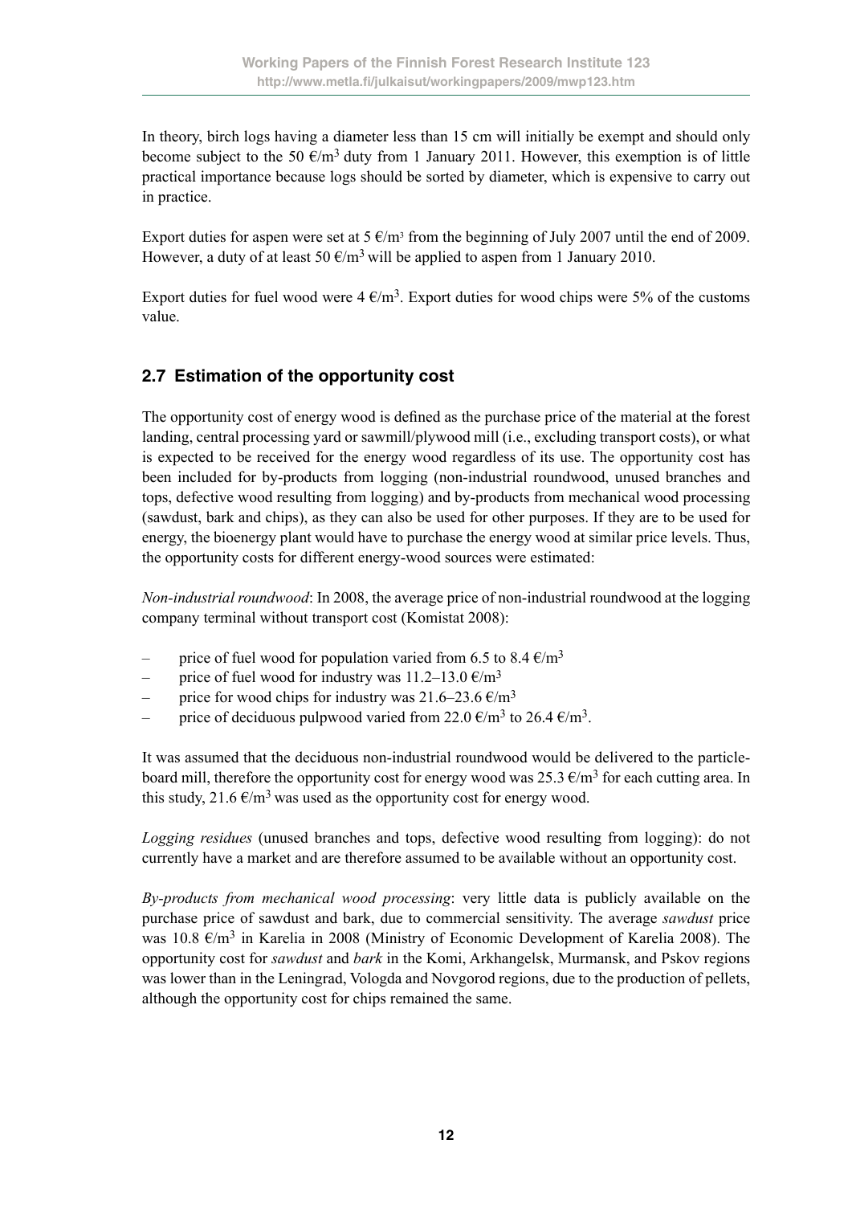In theory, birch logs having a diameter less than 15 cm will initially be exempt and should only become subject to the 50 €/m$^3$ duty from 1 January 2011. However, this exemption is of little practical importance because logs should be sorted by diameter, which is expensive to carry out in practice.

Export duties for aspen were set at 5 €/m$^3$ from the beginning of July 2007 until the end of 2009. However, a duty of at least 50 €/m$^3$ will be applied to aspen from 1 January 2010.

Export duties for fuel wood were 4 €/m$^3$. Export duties for wood chips were 5% of the customs value.

## 2.7 Estimation of the opportunity cost

The opportunity cost of energy wood is defined as the purchase price of the material at the forest landing, central processing yard or sawmill/plywood mill (i.e., excluding transport costs), or what is expected to be received for the energy wood regardless of its use. The opportunity cost has been included for by-products from logging (non-industrial roundwood, unused branches and tops, defective wood resulting from logging) and by-products from mechanical wood processing (sawdust, bark and chips), as they can also be used for other purposes. If they are to be used for energy, the bioenergy plant would have to purchase the energy wood at similar price levels. Thus, the opportunity costs for different energy-wood sources were estimated:

*Non-industrial roundwood*: In 2008, the average price of non-industrial roundwood at the logging company terminal without transport cost (Komistat 2008):

- price of fuel wood for population varied from 6.5 to 8.4 €/m$^3$
- price of fuel wood for industry was 11.2–13.0 €/m$^3$
- price for wood chips for industry was 21.6–23.6 €/m$^3$
- price of deciduous pulpwood varied from 22.0 €/m$^3$ to 26.4 €/m$^3$.

It was assumed that the deciduous non-industrial roundwood would be delivered to the particle-board mill, therefore the opportunity cost for energy wood was 25.3 €/m$^3$ for each cutting area. In this study, 21.6 €/m$^3$ was used as the opportunity cost for energy wood.

*Logging residues* (unused branches and tops, defective wood resulting from logging): do not currently have a market and are therefore assumed to be available without an opportunity cost.

*By-products from mechanical wood processing*: very little data is publicly available on the purchase price of sawdust and bark, due to commercial sensitivity. The average *sawdust* price was 10.8 €/m$^3$ in Karelia in 2008 (Ministry of Economic Development of Karelia 2008). The opportunity cost for *sawdust* and *bark* in the Komi, Arkhangelsk, Murmansk, and Pskov regions was lower than in the Leningrad, Vologda and Novgorod regions, due to the production of pellets, although the opportunity cost for chips remained the same.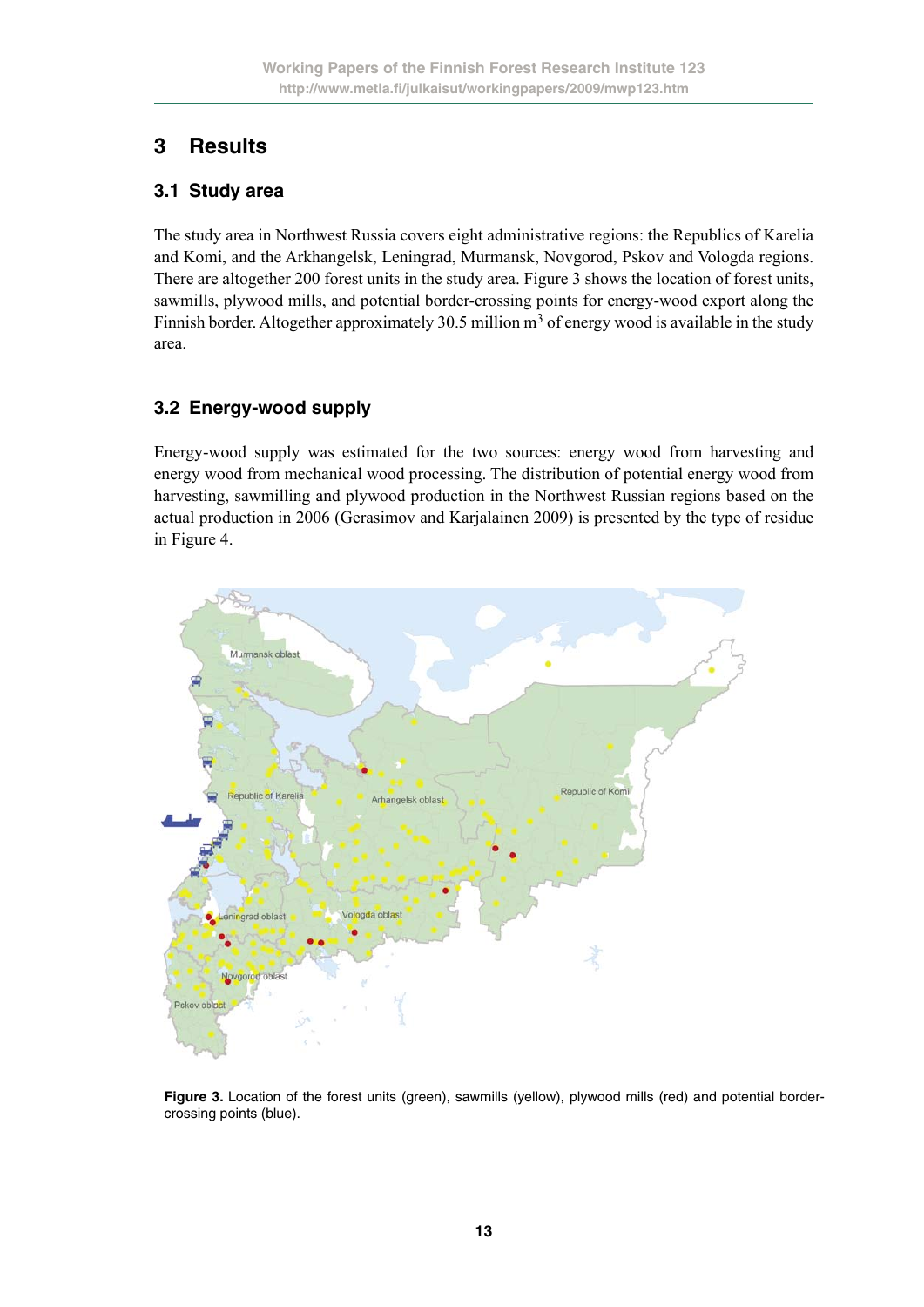# 3 Results

## 3.1 Study area

The study area in Northwest Russia covers eight administrative regions: the Republics of Karelia and Komi, and the Arkhangelsk, Leningrad, Murmansk, Novgorod, Pskov and Vologda regions. There are altogether 200 forest units in the study area. Figure 3 shows the location of forest units, sawmills, plywood mills, and potential border-crossing points for energy-wood export along the Finnish border. Altogether approximately 30.5 million $m^3$ of energy wood is available in the study area.

## 3.2 Energy-wood supply

Energy-wood supply was estimated for the two sources: energy wood from harvesting and energy wood from mechanical wood processing. The distribution of potential energy wood from harvesting, sawmilling and plywood production in the Northwest Russian regions based on the actual production in 2006 (Gerasimov and Karjalainen 2009) is presented by the type of residue in Figure 4.

**Figure 3.** Location of the forest units (green), sawmills (yellow), plywood mills (red) and potential border-crossing points (blue).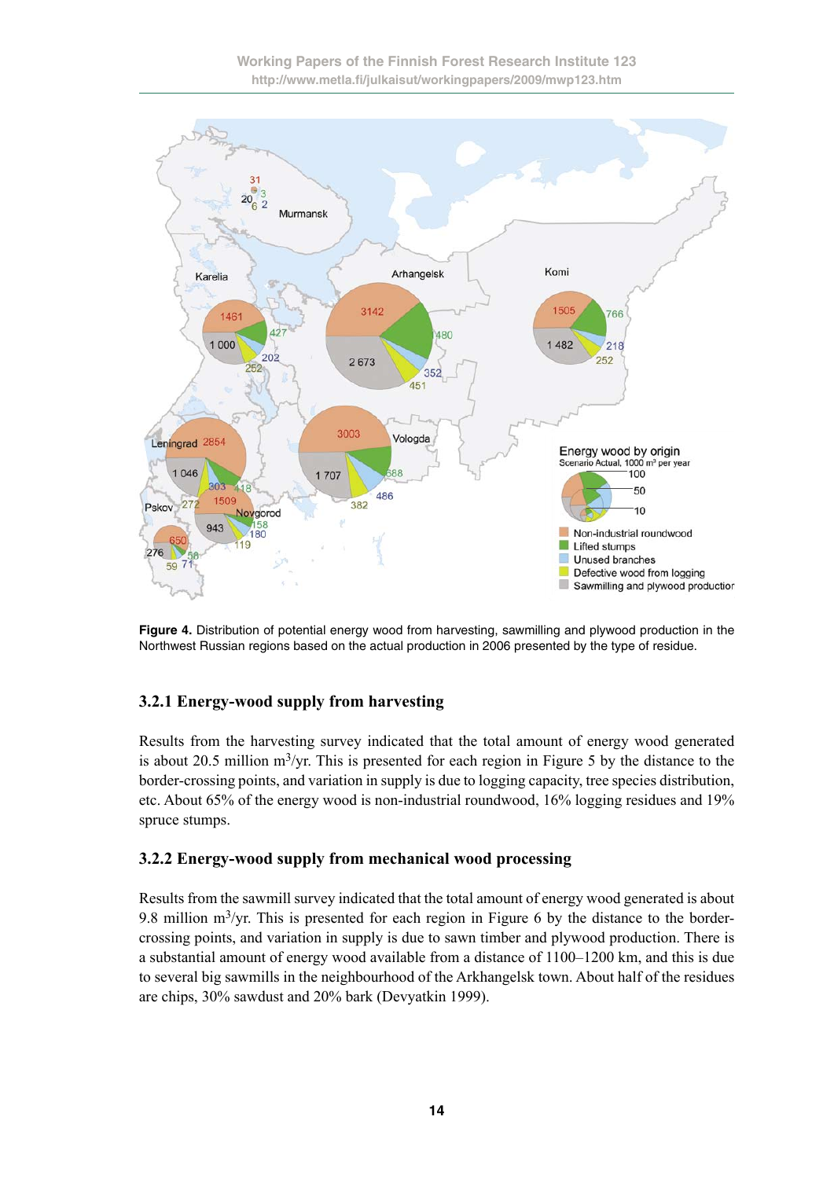**Figure 4.** Distribution of potential energy wood from harvesting, sawmilling and plywood production in the Northwest Russian regions based on the actual production in 2006 presented by the type of residue.

### 3.2.1 Energy-wood supply from harvesting

Results from the harvesting survey indicated that the total amount of energy wood generated is about 20.5 million $m^3$/yr. This is presented for each region in Figure 5 by the distance to the border-crossing points, and variation in supply is due to logging capacity, tree species distribution, etc. About 65% of the energy wood is non-industrial roundwood, 16% logging residues and 19% spruce stumps.

### 3.2.2 Energy-wood supply from mechanical wood processing

Results from the sawmill survey indicated that the total amount of energy wood generated is about 9.8 million $m^3$/yr. This is presented for each region in Figure 6 by the distance to the border-crossing points, and variation in supply is due to sawn timber and plywood production. There is a substantial amount of energy wood available from a distance of 1100–1200 km, and this is due to several big sawmills in the neighbourhood of the Arkhangelsk town. About half of the residues are chips, 30% sawdust and 20% bark (Devyatkin 1999).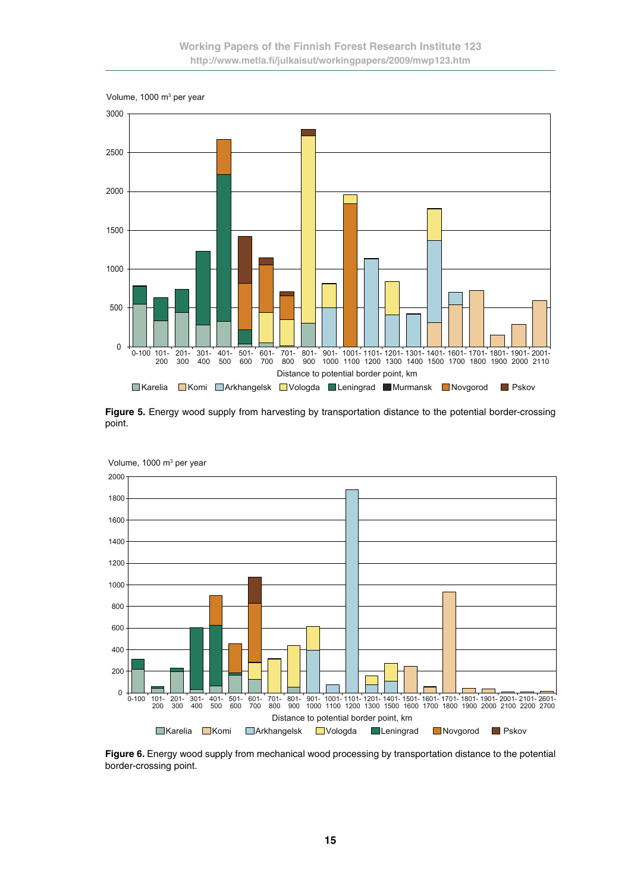Figure 5. Energy wood supply from harvesting by transportation distance to the potential border-crossing point.

Figure 6. Energy wood supply from mechanical wood processing by transportation distance to the potential border-crossing point.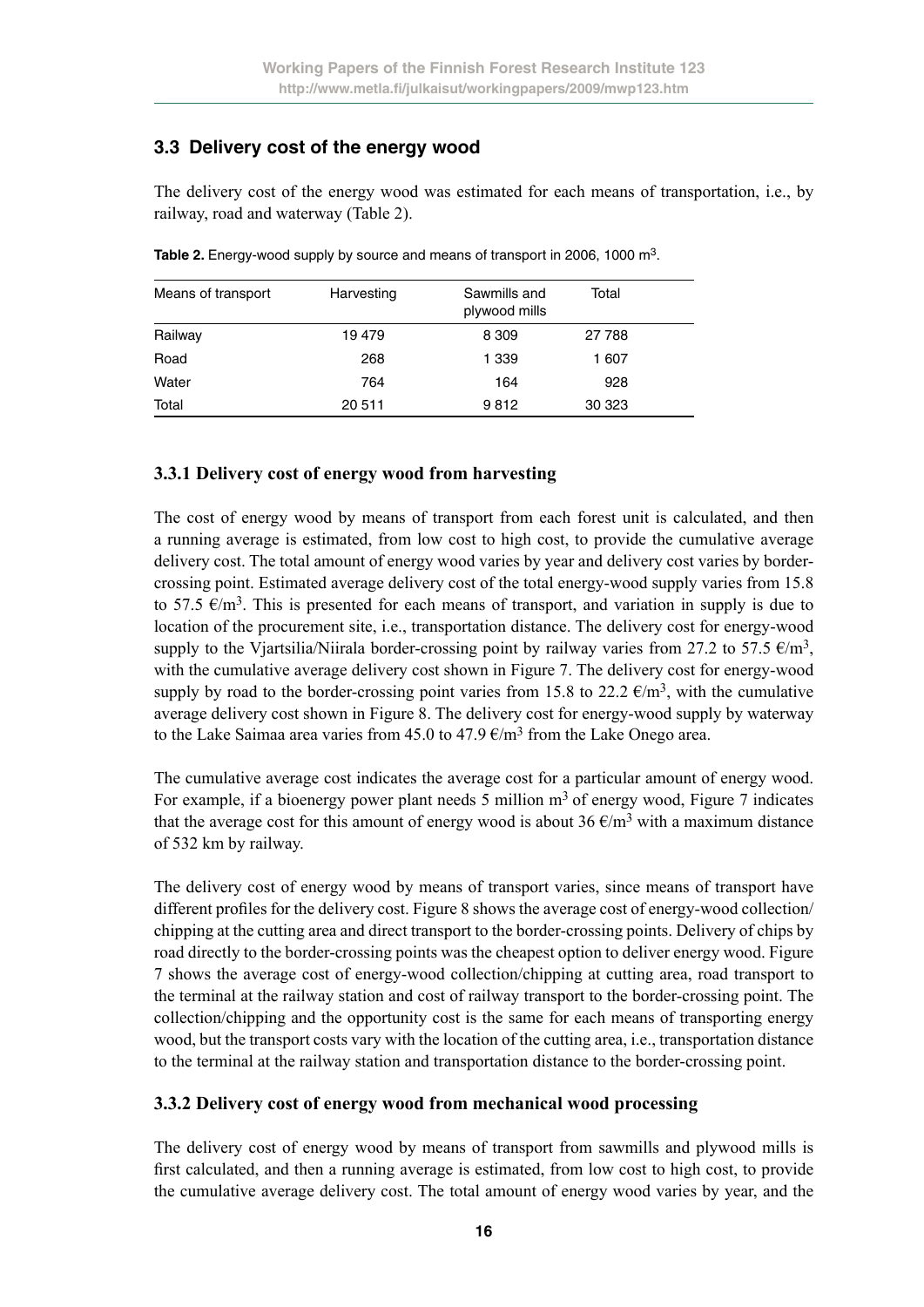## 3.3 Delivery cost of the energy wood

The delivery cost of the energy wood was estimated for each means of transportation, i.e., by railway, road and waterway (Table 2).

**Table 2.** Energy-wood supply by source and means of transport in 2006, 1000 m$^3$.

| Means of transport | Harvesting | Sawmills and plywood mills | Total |
|---|---|---|---|
| Railway | 19 479 | 8 309 | 27 788 |
| Road | 268 | 1 339 | 1 607 |
| Water | 764 | 164 | 928 |
| Total | 20 511 | 9 812 | 30 323 |

### 3.3.1 Delivery cost of energy wood from harvesting

The cost of energy wood by means of transport from each forest unit is calculated, and then a running average is estimated, from low cost to high cost, to provide the cumulative average delivery cost. The total amount of energy wood varies by year and delivery cost varies by border-crossing point. Estimated average delivery cost of the total energy-wood supply varies from 15.8 to 57.5 €/m$^3$. This is presented for each means of transport, and variation in supply is due to location of the procurement site, i.e., transportation distance. The delivery cost for energy-wood supply to the Vjartsilia/Niirala border-crossing point by railway varies from 27.2 to 57.5 €/m$^3$, with the cumulative average delivery cost shown in Figure 7. The delivery cost for energy-wood supply by road to the border-crossing point varies from 15.8 to 22.2 €/m$^3$, with the cumulative average delivery cost shown in Figure 8. The delivery cost for energy-wood supply by waterway to the Lake Saimaa area varies from 45.0 to 47.9 €/m$^3$ from the Lake Onego area.

The cumulative average cost indicates the average cost for a particular amount of energy wood. For example, if a bioenergy power plant needs 5 million m$^3$ of energy wood, Figure 7 indicates that the average cost for this amount of energy wood is about 36 €/m$^3$ with a maximum distance of 532 km by railway.

The delivery cost of energy wood by means of transport varies, since means of transport have different profiles for the delivery cost. Figure 8 shows the average cost of energy-wood collection/chipping at the cutting area and direct transport to the border-crossing points. Delivery of chips by road directly to the border-crossing points was the cheapest option to deliver energy wood. Figure 7 shows the average cost of energy-wood collection/chipping at cutting area, road transport to the terminal at the railway station and cost of railway transport to the border-crossing point. The collection/chipping and the opportunity cost is the same for each means of transporting energy wood, but the transport costs vary with the location of the cutting area, i.e., transportation distance to the terminal at the railway station and transportation distance to the border-crossing point.

### 3.3.2 Delivery cost of energy wood from mechanical wood processing

The delivery cost of energy wood by means of transport from sawmills and plywood mills is first calculated, and then a running average is estimated, from low cost to high cost, to provide the cumulative average delivery cost. The total amount of energy wood varies by year, and the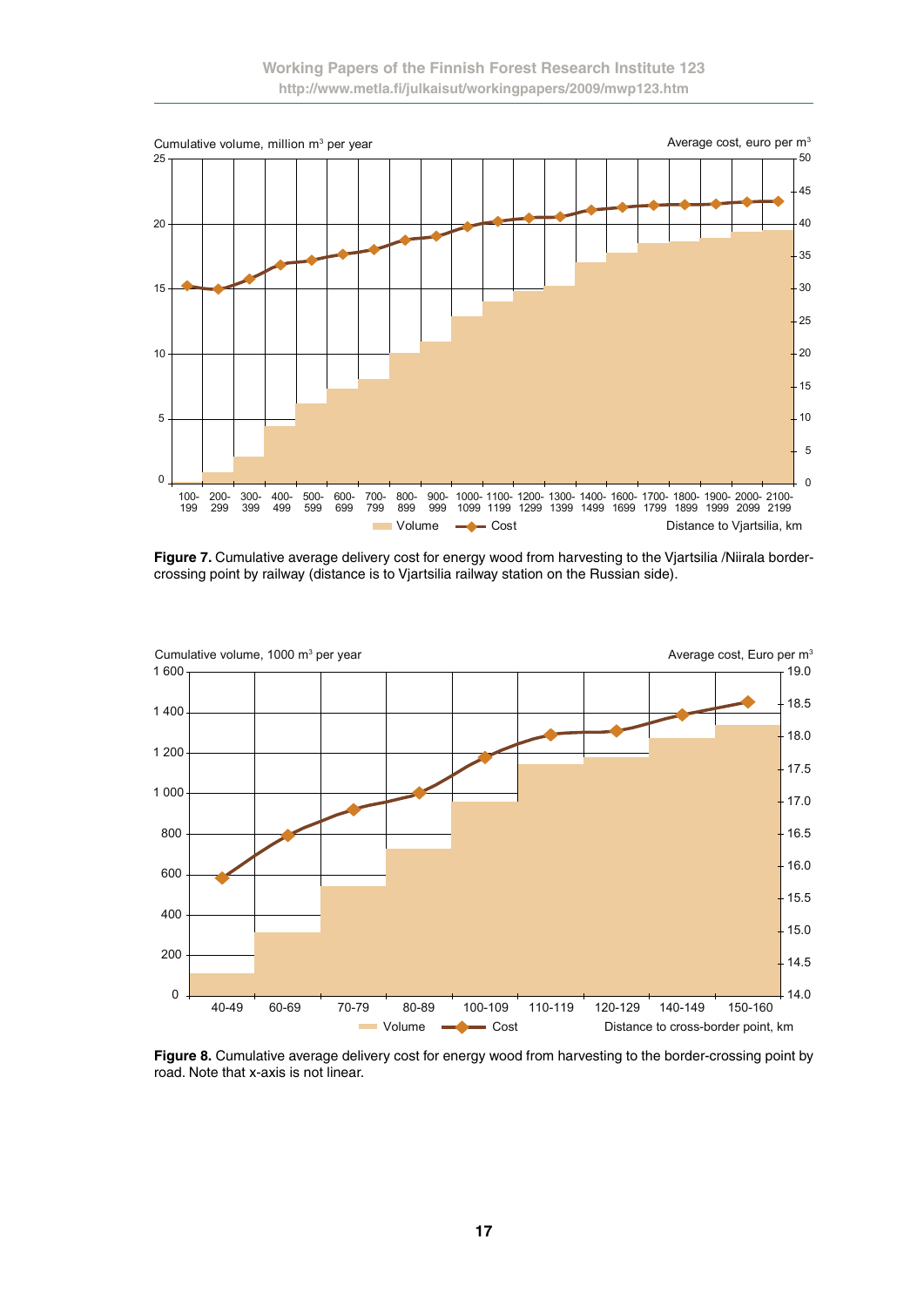**Figure 7.** Cumulative average delivery cost for energy wood from harvesting to the Vjartsilia /Niirala border-crossing point by railway (distance is to Vjartsilia railway station on the Russian side).

**Figure 8.** Cumulative average delivery cost for energy wood from harvesting to the border-crossing point by road. Note that x-axis is not linear.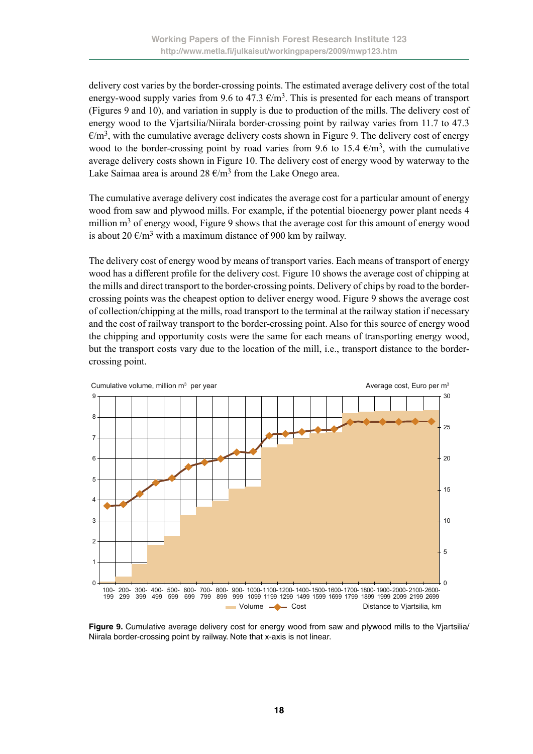delivery cost varies by the border-crossing points. The estimated average delivery cost of the total energy-wood supply varies from 9.6 to 47.3 €/m$^3$. This is presented for each means of transport (Figures 9 and 10), and variation in supply is due to production of the mills. The delivery cost of energy wood to the Vjartsilia/Niirala border-crossing point by railway varies from 11.7 to 47.3 €/m$^3$, with the cumulative average delivery costs shown in Figure 9. The delivery cost of energy wood to the border-crossing point by road varies from 9.6 to 15.4 €/m$^3$, with the cumulative average delivery costs shown in Figure 10. The delivery cost of energy wood by waterway to the Lake Saimaa area is around 28 €/m$^3$ from the Lake Onego area.

The cumulative average delivery cost indicates the average cost for a particular amount of energy wood from saw and plywood mills. For example, if the potential bioenergy power plant needs 4 million m$^3$ of energy wood, Figure 9 shows that the average cost for this amount of energy wood is about 20 €/m$^3$ with a maximum distance of 900 km by railway.

The delivery cost of energy wood by means of transport varies. Each means of transport of energy wood has a different profile for the delivery cost. Figure 10 shows the average cost of chipping at the mills and direct transport to the border-crossing points. Delivery of chips by road to the border-crossing points was the cheapest option to deliver energy wood. Figure 9 shows the average cost of collection/chipping at the mills, road transport to the terminal at the railway station if necessary and the cost of railway transport to the border-crossing point. Also for this source of energy wood the chipping and opportunity costs were the same for each means of transporting energy wood, but the transport costs vary due to the location of the mill, i.e., transport distance to the border-crossing point.

**Figure 9.** Cumulative average delivery cost for energy wood from saw and plywood mills to the Vjartsilia/Niirala border-crossing point by railway. Note that x-axis is not linear.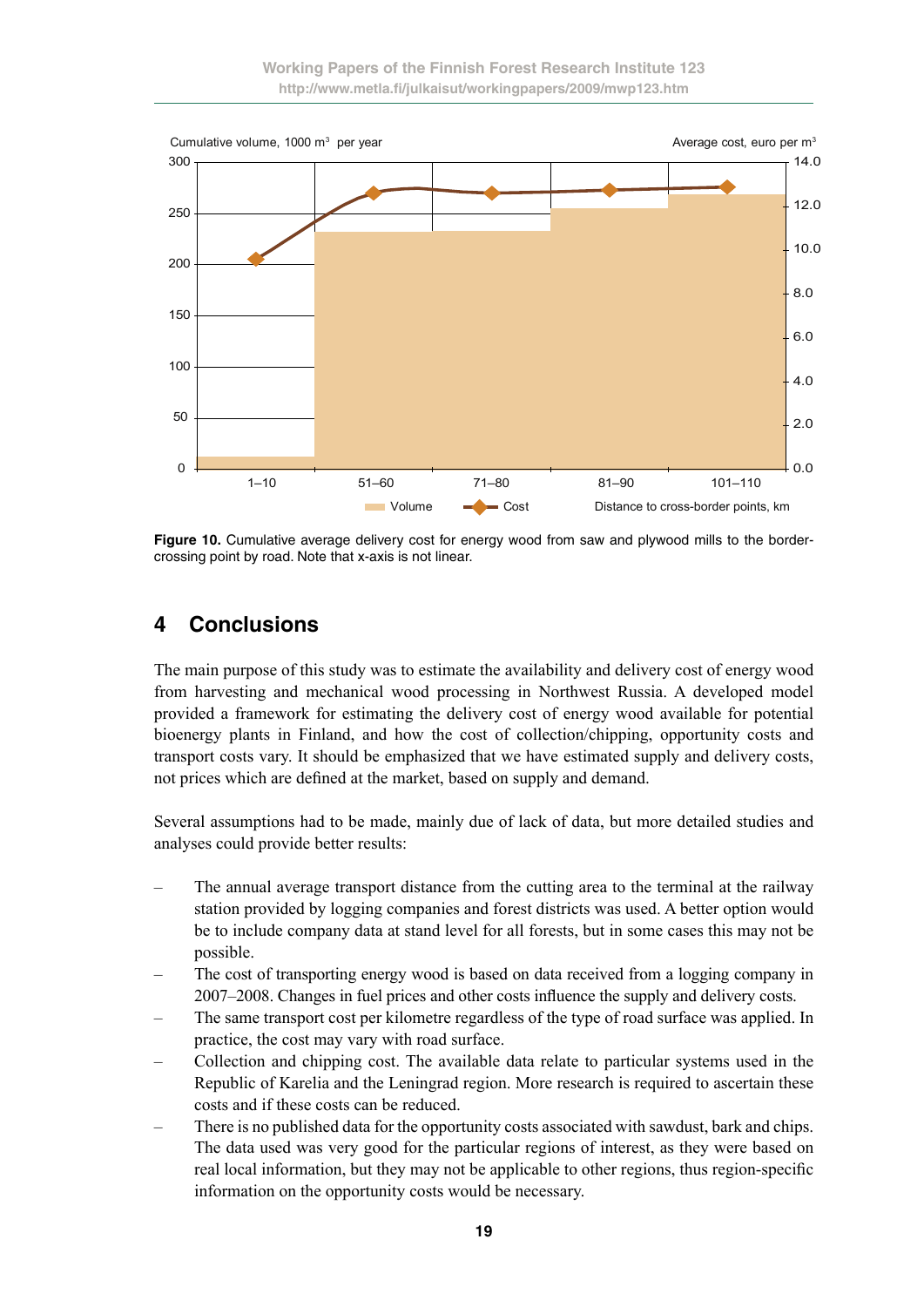Figure 10. Cumulative average delivery cost for energy wood from saw and plywood mills to the border-crossing point by road. Note that x-axis is not linear.

## 4 Conclusions

The main purpose of this study was to estimate the availability and delivery cost of energy wood from harvesting and mechanical wood processing in Northwest Russia. A developed model provided a framework for estimating the delivery cost of energy wood available for potential bioenergy plants in Finland, and how the cost of collection/chipping, opportunity costs and transport costs vary. It should be emphasized that we have estimated supply and delivery costs, not prices which are defined at the market, based on supply and demand.

Several assumptions had to be made, mainly due of lack of data, but more detailed studies and analyses could provide better results:

- The annual average transport distance from the cutting area to the terminal at the railway station provided by logging companies and forest districts was used. A better option would be to include company data at stand level for all forests, but in some cases this may not be possible.
- The cost of transporting energy wood is based on data received from a logging company in 2007–2008. Changes in fuel prices and other costs influence the supply and delivery costs.
- The same transport cost per kilometre regardless of the type of road surface was applied. In practice, the cost may vary with road surface.
- Collection and chipping cost. The available data relate to particular systems used in the Republic of Karelia and the Leningrad region. More research is required to ascertain these costs and if these costs can be reduced.
- There is no published data for the opportunity costs associated with sawdust, bark and chips. The data used was very good for the particular regions of interest, as they were based on real local information, but they may not be applicable to other regions, thus region-specific information on the opportunity costs would be necessary.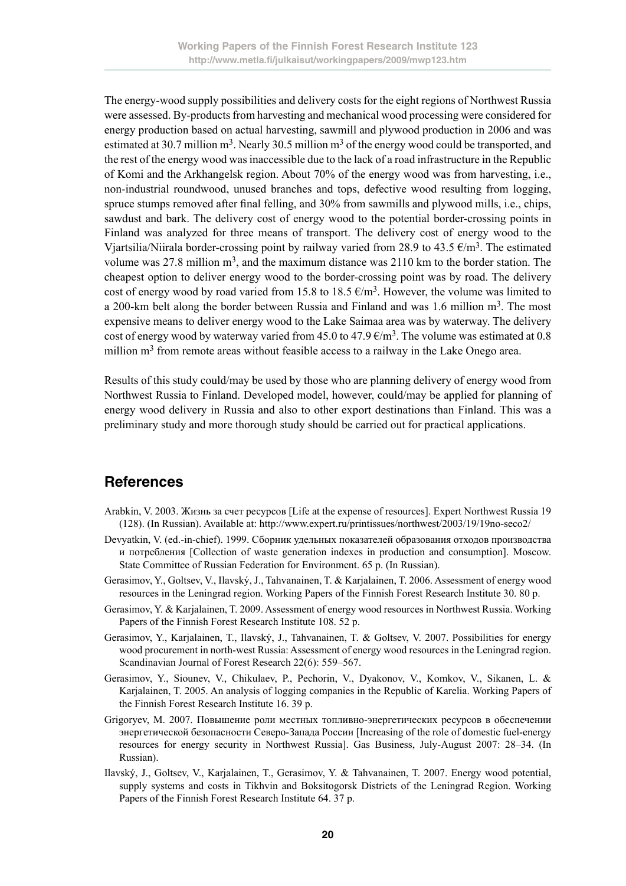The energy-wood supply possibilities and delivery costs for the eight regions of Northwest Russia were assessed. By-products from harvesting and mechanical wood processing were considered for energy production based on actual harvesting, sawmill and plywood production in 2006 and was estimated at 30.7 million $m^3$. Nearly 30.5 million $m^3$ of the energy wood could be transported, and the rest of the energy wood was inaccessible due to the lack of a road infrastructure in the Republic of Komi and the Arkhangelsk region. About 70% of the energy wood was from harvesting, i.e., non-industrial roundwood, unused branches and tops, defective wood resulting from logging, spruce stumps removed after final felling, and 30% from sawmills and plywood mills, i.e., chips, sawdust and bark. The delivery cost of energy wood to the potential border-crossing points in Finland was analyzed for three means of transport. The delivery cost of energy wood to the Vjartsilia/Niirala border-crossing point by railway varied from 28.9 to 43.5 €/$m^3$. The estimated volume was 27.8 million $m^3$, and the maximum distance was 2110 km to the border station. The cheapest option to deliver energy wood to the border-crossing point was by road. The delivery cost of energy wood by road varied from 15.8 to 18.5 €/$m^3$. However, the volume was limited to a 200-km belt along the border between Russia and Finland and was 1.6 million $m^3$. The most expensive means to deliver energy wood to the Lake Saimaa area was by waterway. The delivery cost of energy wood by waterway varied from 45.0 to 47.9 €/$m^3$. The volume was estimated at 0.8 million $m^3$ from remote areas without feasible access to a railway in the Lake Onego area.

Results of this study could/may be used by those who are planning delivery of energy wood from Northwest Russia to Finland. Developed model, however, could/may be applied for planning of energy wood delivery in Russia and also to other export destinations than Finland. This was a preliminary study and more thorough study should be carried out for practical applications.

## References

Arabkin, V. 2003. Жизнь за счет ресурсов [Life at the expense of resources]. Expert Northwest Russia 19 (128). (In Russian). Available at: http://www.expert.ru/printissues/northwest/2003/19/19no-seco2/

Devyatkin, V. (ed.-in-chief). 1999. Сборник удельных показателей образования отходов производства и потребления [Collection of waste generation indexes in production and consumption]. Moscow. State Committee of Russian Federation for Environment. 65 p. (In Russian).

Gerasimov, Y., Goltsev, V., Ilavský, J., Tahvanainen, T. & Karjalainen, T. 2006. Assessment of energy wood resources in the Leningrad region. Working Papers of the Finnish Forest Research Institute 30. 80 p.

Gerasimov, Y. & Karjalainen, T. 2009. Assessment of energy wood resources in Northwest Russia. Working Papers of the Finnish Forest Research Institute 108. 52 p.

Gerasimov, Y., Karjalainen, T., Ilavský, J., Tahvanainen, T. & Goltsev, V. 2007. Possibilities for energy wood procurement in north-west Russia: Assessment of energy wood resources in the Leningrad region. Scandinavian Journal of Forest Research 22(6): 559–567.

Gerasimov, Y., Siounev, V., Chikulaev, P., Pechorin, V., Dyakonov, V., Komkov, V., Sikanen, L. & Karjalainen, T. 2005. An analysis of logging companies in the Republic of Karelia. Working Papers of the Finnish Forest Research Institute 16. 39 p.

Grigoryev, M. 2007. Повышение роли местных топливно-энергетических ресурсов в обеспечении энергетической безопасности Северо-Запада России [Increasing of the role of domestic fuel-energy resources for energy security in Northwest Russia]. Gas Business, July-August 2007: 28–34. (In Russian).

Ilavský, J., Goltsev, V., Karjalainen, T., Gerasimov, Y. & Tahvanainen, T. 2007. Energy wood potential, supply systems and costs in Tikhvin and Boksitogorsk Districts of the Leningrad Region. Working Papers of the Finnish Forest Research Institute 64. 37 p.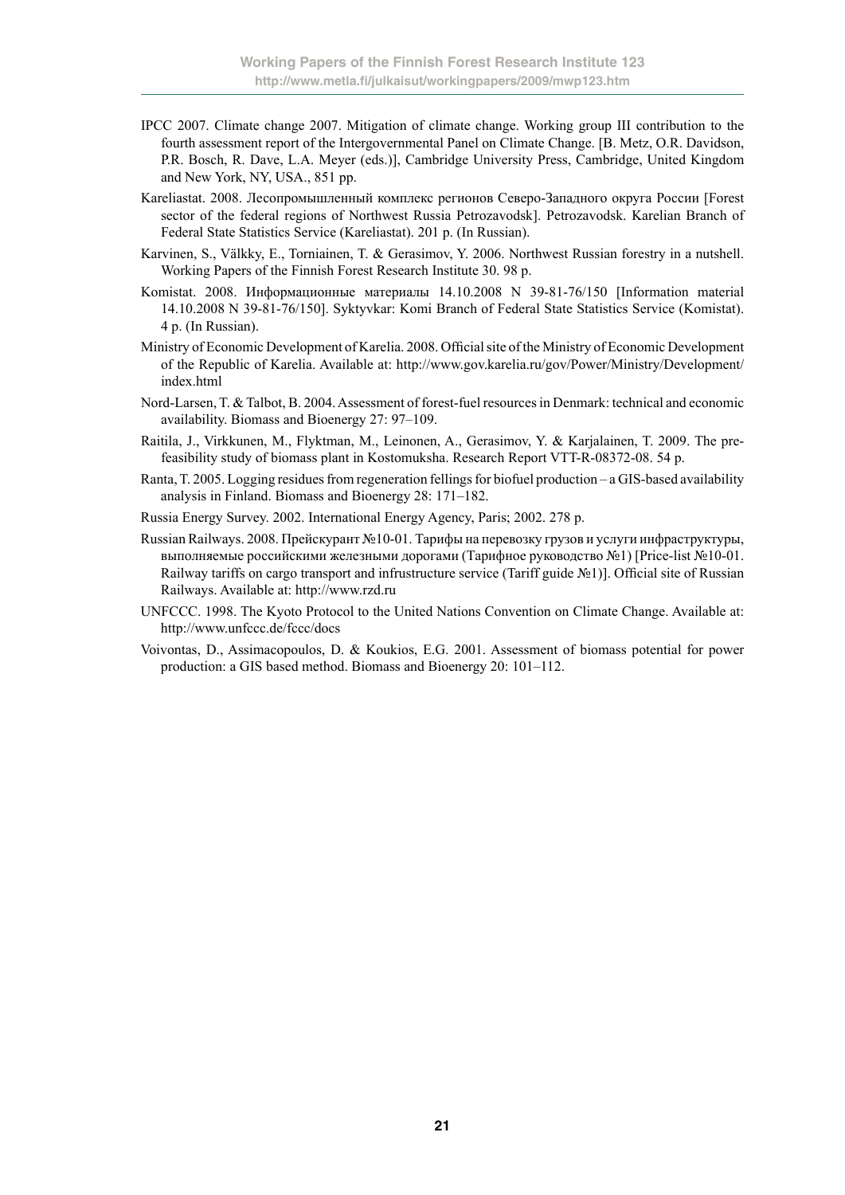IPCC 2007. Climate change 2007. Mitigation of climate change. Working group III contribution to the fourth assessment report of the Intergovernmental Panel on Climate Change. [B. Metz, O.R. Davidson, P.R. Bosch, R. Dave, L.A. Meyer (eds.)], Cambridge University Press, Cambridge, United Kingdom and New York, NY, USA., 851 pp.

Kareliastat. 2008. Лесопромышленный комплекс регионов Северо-Западного округа России [Forest sector of the federal regions of Northwest Russia Petrozavodsk]. Petrozavodsk. Karelian Branch of Federal State Statistics Service (Kareliastat). 201 p. (In Russian).

Karvinen, S., Välkky, E., Torniainen, T. & Gerasimov, Y. 2006. Northwest Russian forestry in a nutshell. Working Papers of the Finnish Forest Research Institute 30. 98 p.

Komistat. 2008. Информационные материалы 14.10.2008 N 39-81-76/150 [Information material 14.10.2008 N 39-81-76/150]. Syktyvkar: Komi Branch of Federal State Statistics Service (Komistat). 4 p. (In Russian).

Ministry of Economic Development of Karelia. 2008. Official site of the Ministry of Economic Development of the Republic of Karelia. Available at: http://www.gov.karelia.ru/gov/Power/Ministry/Development/index.html

Nord-Larsen, T. & Talbot, B. 2004. Assessment of forest-fuel resources in Denmark: technical and economic availability. Biomass and Bioenergy 27: 97–109.

Raitila, J., Virkkunen, M., Flyktman, M., Leinonen, A., Gerasimov, Y. & Karjalainen, T. 2009. The pre-feasibility study of biomass plant in Kostomuksha. Research Report VTT-R-08372-08. 54 p.

Ranta, T. 2005. Logging residues from regeneration fellings for biofuel production – a GIS-based availability analysis in Finland. Biomass and Bioenergy 28: 171–182.

Russia Energy Survey. 2002. International Energy Agency, Paris; 2002. 278 p.

Russian Railways. 2008. Прейскурант №10-01. Тарифы на перевозку грузов и услуги инфраструктуры, выполняемые российскими железными дорогами (Тарифное руководство №1) [Price-list №10-01. Railway tariffs on cargo transport and infrustructure service (Tariff guide №1)]. Official site of Russian Railways. Available at: http://www.rzd.ru

UNFCCC. 1998. The Kyoto Protocol to the United Nations Convention on Climate Change. Available at: http://www.unfccc.de/fccc/docs

Voivontas, D., Assimacopoulos, D. & Koukios, E.G. 2001. Assessment of biomass potential for power production: a GIS based method. Biomass and Bioenergy 20: 101–112.